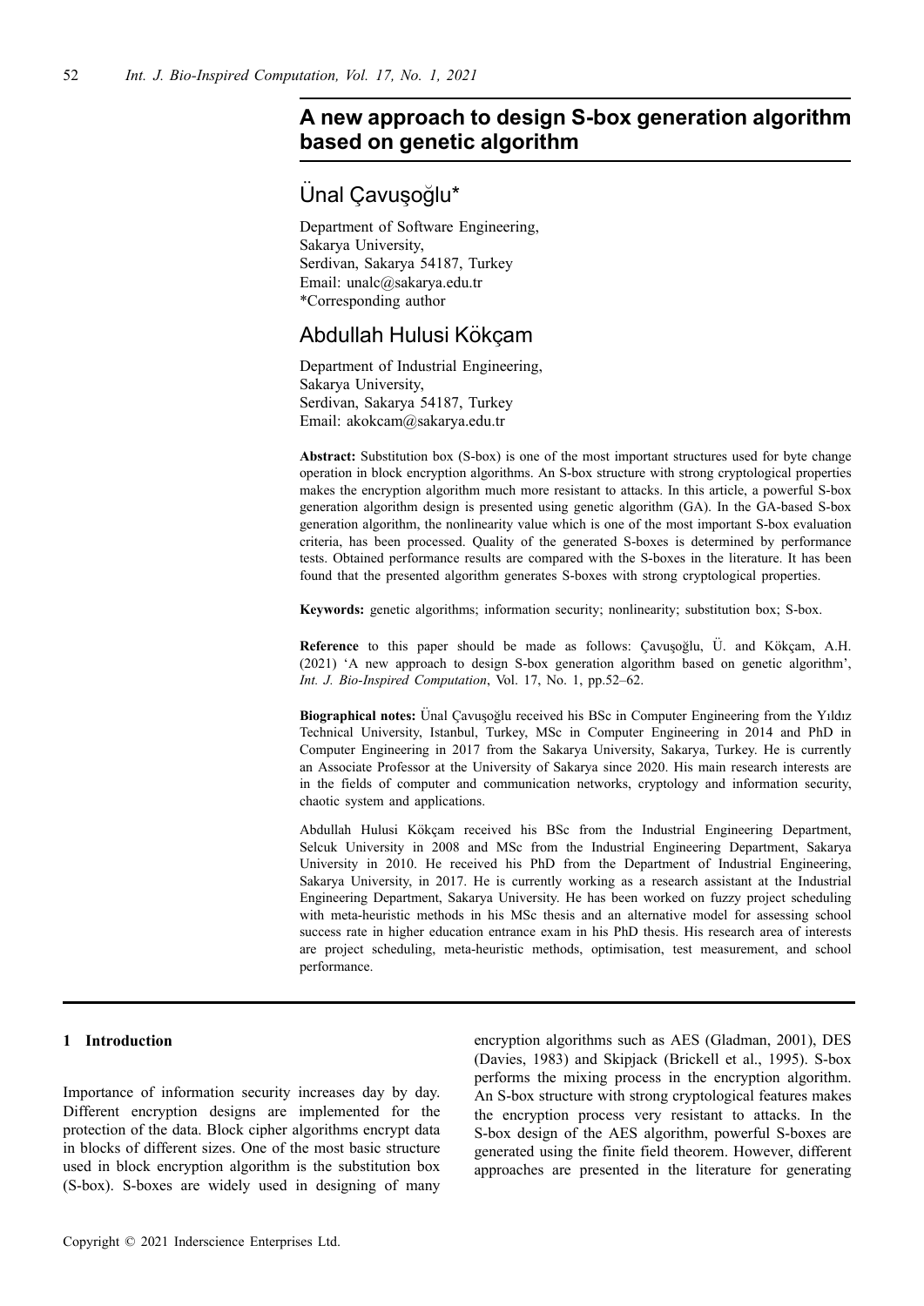# A new approach to design S-box generation algorithm based on genetic algorithm

## Ünal Çavuşoğlu*

Department of Software Engineering,
Sakarya University,
Serdivan, Sakarya 54187, Turkey
Email: unalc@sakarya.edu.tr
*Corresponding author

## Abdullah Hulusi Kökçam

Department of Industrial Engineering,
Sakarya University,
Serdivan, Sakarya 54187, Turkey
Email: akokcam@sakarya.edu.tr

**Abstract:** Substitution box (S-box) is one of the most important structures used for byte change operation in block encryption algorithms. An S-box structure with strong cryptological properties makes the encryption algorithm much more resistant to attacks. In this article, a powerful S-box generation algorithm design is presented using genetic algorithm (GA). In the GA-based S-box generation algorithm, the nonlinearity value which is one of the most important S-box evaluation criteria, has been processed. Quality of the generated S-boxes is determined by performance tests. Obtained performance results are compared with the S-boxes in the literature. It has been found that the presented algorithm generates S-boxes with strong cryptological properties.

**Keywords:** genetic algorithms; information security; nonlinearity; substitution box; S-box.

**Reference** to this paper should be made as follows: Çavuşoğlu, Ü. and Kökçam, A.H. (2021) 'A new approach to design S-box generation algorithm based on genetic algorithm', *Int. J. Bio-Inspired Computation*, Vol. 17, No. 1, pp.52–62.

**Biographical notes:** Ünal Çavuşoğlu received his BSc in Computer Engineering from the Yıldız Technical University, Istanbul, Turkey, MSc in Computer Engineering in 2014 and PhD in Computer Engineering in 2017 from the Sakarya University, Sakarya, Turkey. He is currently an Associate Professor at the University of Sakarya since 2020. His main research interests are in the fields of computer and communication networks, cryptology and information security, chaotic system and applications.

Abdullah Hulusi Kökçam received his BSc from the Industrial Engineering Department, Selcuk University in 2008 and MSc from the Industrial Engineering Department, Sakarya University in 2010. He received his PhD from the Department of Industrial Engineering, Sakarya University, in 2017. He is currently working as a research assistant at the Industrial Engineering Department, Sakarya University. He has been worked on fuzzy project scheduling with meta-heuristic methods in his MSc thesis and an alternative model for assessing school success rate in higher education entrance exam in his PhD thesis. His research area of interests are project scheduling, meta-heuristic methods, optimisation, test measurement, and school performance.

## 1 Introduction

Importance of information security increases day by day. Different encryption designs are implemented for the protection of the data. Block cipher algorithms encrypt data in blocks of different sizes. One of the most basic structure used in block encryption algorithm is the substitution box (S-box). S-boxes are widely used in designing of many encryption algorithms such as AES (Gladman, 2001), DES (Davies, 1983) and Skipjack (Brickell et al., 1995). S-box performs the mixing process in the encryption algorithm. An S-box structure with strong cryptological features makes the encryption process very resistant to attacks. In the S-box design of the AES algorithm, powerful S-boxes are generated using the finite field theorem. However, different approaches are presented in the literature for generating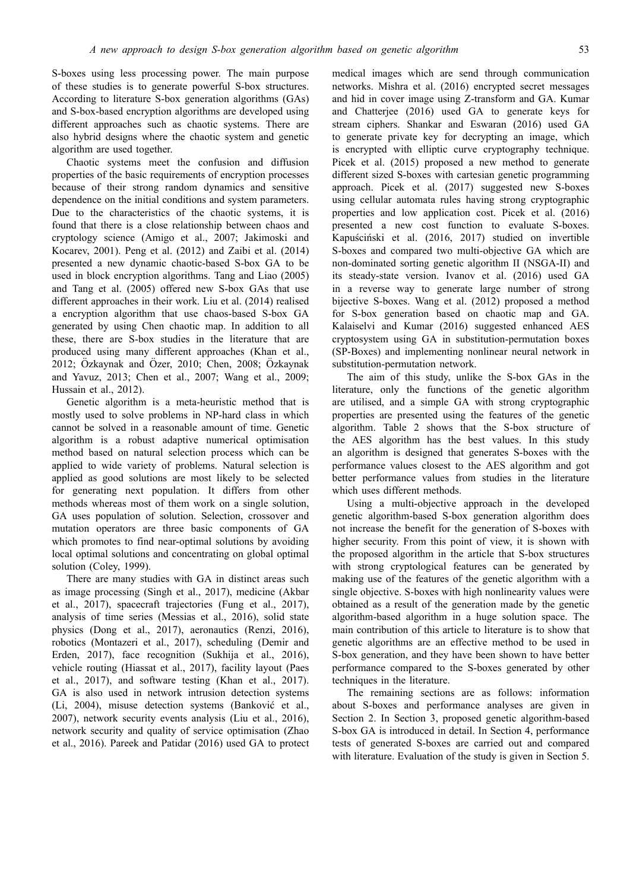S-boxes using less processing power. The main purpose of these studies is to generate powerful S-box structures. According to literature S-box generation algorithms (GAs) and S-box-based encryption algorithms are developed using different approaches such as chaotic systems. There are also hybrid designs where the chaotic system and genetic algorithm are used together.

Chaotic systems meet the confusion and diffusion properties of the basic requirements of encryption processes because of their strong random dynamics and sensitive dependence on the initial conditions and system parameters. Due to the characteristics of the chaotic systems, it is found that there is a close relationship between chaos and cryptology science (Amigo et al., 2007; Jakimoski and Kocarev, 2001). Peng et al. (2012) and Zaibi et al. (2014) presented a new dynamic chaotic-based S-box GA to be used in block encryption algorithms. Tang and Liao (2005) and Tang et al. (2005) offered new S-box GAs that use different approaches in their work. Liu et al. (2014) realised a encryption algorithm that use chaos-based S-box GA generated by using Chen chaotic map. In addition to all these, there are S-box studies in the literature that are produced using many different approaches (Khan et al., 2012; Özkaynak and Özer, 2010; Chen, 2008; Özkaynak and Yavuz, 2013; Chen et al., 2007; Wang et al., 2009; Hussain et al., 2012).

Genetic algorithm is a meta-heuristic method that is mostly used to solve problems in NP-hard class in which cannot be solved in a reasonable amount of time. Genetic algorithm is a robust adaptive numerical optimisation method based on natural selection process which can be applied to wide variety of problems. Natural selection is applied as good solutions are most likely to be selected for generating next population. It differs from other methods whereas most of them work on a single solution, GA uses population of solution. Selection, crossover and mutation operators are three basic components of GA which promotes to find near-optimal solutions by avoiding local optimal solutions and concentrating on global optimal solution (Coley, 1999).

There are many studies with GA in distinct areas such as image processing (Singh et al., 2017), medicine (Akbar et al., 2017), spacecraft trajectories (Fung et al., 2017), analysis of time series (Messias et al., 2016), solid state physics (Dong et al., 2017), aeronautics (Renzi, 2016), robotics (Montazeri et al., 2017), scheduling (Demir and Erden, 2017), face recognition (Sukhija et al., 2016), vehicle routing (Hiassat et al., 2017), facility layout (Paes et al., 2017), and software testing (Khan et al., 2017). GA is also used in network intrusion detection systems (Li, 2004), misuse detection systems (Banković et al., 2007), network security events analysis (Liu et al., 2016), network security and quality of service optimisation (Zhao et al., 2016). Pareek and Patidar (2016) used GA to protect medical images which are send through communication networks. Mishra et al. (2016) encrypted secret messages and hid in cover image using Z-transform and GA. Kumar and Chatterjee (2016) used GA to generate keys for stream ciphers. Shankar and Eswaran (2016) used GA to generate private key for decrypting an image, which is encrypted with elliptic curve cryptography technique. Picek et al. (2015) proposed a new method to generate different sized S-boxes with cartesian genetic programming approach. Picek et al. (2017) suggested new S-boxes using cellular automata rules having strong cryptographic properties and low application cost. Picek et al. (2016) presented a new cost function to evaluate S-boxes. Kapuściński et al. (2016, 2017) studied on invertible S-boxes and compared two multi-objective GA which are non-dominated sorting genetic algorithm II (NSGA-II) and its steady-state version. Ivanov et al. (2016) used GA in a reverse way to generate large number of strong bijective S-boxes. Wang et al. (2012) proposed a method for S-box generation based on chaotic map and GA. Kalaiselvi and Kumar (2016) suggested enhanced AES cryptosystem using GA in substitution-permutation boxes (SP-Boxes) and implementing nonlinear neural network in substitution-permutation network.

The aim of this study, unlike the S-box GAs in the literature, only the functions of the genetic algorithm are utilised, and a simple GA with strong cryptographic properties are presented using the features of the genetic algorithm. Table 2 shows that the S-box structure of the AES algorithm has the best values. In this study an algorithm is designed that generates S-boxes with the performance values closest to the AES algorithm and got better performance values from studies in the literature which uses different methods.

Using a multi-objective approach in the developed genetic algorithm-based S-box generation algorithm does not increase the benefit for the generation of S-boxes with higher security. From this point of view, it is shown with the proposed algorithm in the article that S-box structures with strong cryptological features can be generated by making use of the features of the genetic algorithm with a single objective. S-boxes with high nonlinearity values were obtained as a result of the generation made by the genetic algorithm-based algorithm in a huge solution space. The main contribution of this article to literature is to show that genetic algorithms are an effective method to be used in S-box generation, and they have been shown to have better performance compared to the S-boxes generated by other techniques in the literature.

The remaining sections are as follows: information about S-boxes and performance analyses are given in Section 2. In Section 3, proposed genetic algorithm-based S-box GA is introduced in detail. In Section 4, performance tests of generated S-boxes are carried out and compared with literature. Evaluation of the study is given in Section 5.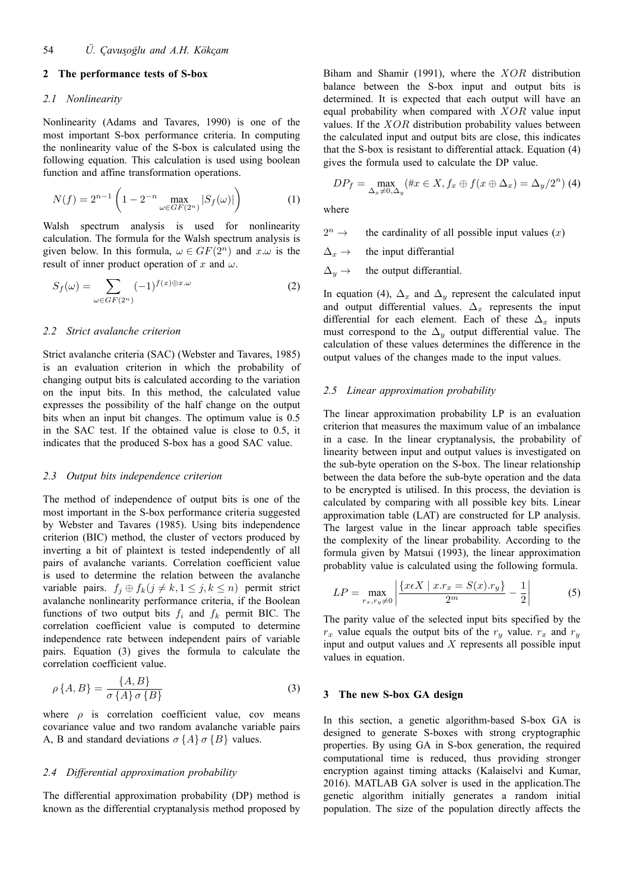## 2 The performance tests of S-box

### 2.1 Nonlinearity

Nonlinearity (Adams and Tavares, 1990) is one of the most important S-box performance criteria. In computing the nonlinearity value of the S-box is calculated using the following equation. This calculation is used using boolean function and affine transformation operations.

$$N(f) = 2^{n-1}\left(1 - 2^{-n} \max_{\omega \in GF(2^n)} |S_f(\omega)|\right) \tag{1}$$

Walsh spectrum analysis is used for nonlinearity calculation. The formula for the Walsh spectrum analysis is given below. In this formula, $\omega \in GF(2^n)$ and $x.\omega$ is the result of inner product operation of $x$ and $\omega$.

$$S_f(\omega) = \sum_{\omega \in GF(2^n)} (-1)^{f(x) \oplus x.\omega} \tag{2}$$

### 2.2 Strict avalanche criterion

Strict avalanche criteria (SAC) (Webster and Tavares, 1985) is an evaluation criterion in which the probability of changing output bits is calculated according to the variation on the input bits. In this method, the calculated value expresses the possibility of the half change on the output bits when an input bit changes. The optimum value is 0.5 in the SAC test. If the obtained value is close to 0.5, it indicates that the produced S-box has a good SAC value.

### 2.3 Output bits independence criterion

The method of independence of output bits is one of the most important in the S-box performance criteria suggested by Webster and Tavares (1985). Using bits independence criterion (BIC) method, the cluster of vectors produced by inverting a bit of plaintext is tested independently of all pairs of avalanche variants. Correlation coefficient value is used to determine the relation between the avalanche variable pairs. $f_j \oplus f_k (j \neq k, 1 \leq j, k \leq n)$ permit strict avalanche nonlinearity performance criteria, if the Boolean functions of two output bits $f_i$ and $f_k$ permit BIC. The correlation coefficient value is computed to determine independence rate between independent pairs of variable pairs. Equation (3) gives the formula to calculate the correlation coefficient value.

$$\rho\{A, B\} = \frac{\{A, B\}}{\sigma\{A\}\sigma\{B\}} \tag{3}$$

where $\rho$ is correlation coefficient value, cov means covariance value and two random avalanche variable pairs A, B and standard deviations $\sigma\{A\}\sigma\{B\}$ values.

### 2.4 Differential approximation probability

The differential approximation probability (DP) method is known as the differential cryptanalysis method proposed by Biham and Shamir (1991), where the $XOR$ distribution balance between the S-box input and output bits is determined. It is expected that each output will have an equal probability when compared with $XOR$ value input values. If the $XOR$ distribution probability values between the calculated input and output bits are close, this indicates that the S-box is resistant to differential attack. Equation (4) gives the formula used to calculate the DP value.

$$DP_f = \max_{\Delta_x \neq 0, \Delta_y} (\#x \in X, f_x \oplus f(x \oplus \Delta_x) = \Delta_y / 2^n) \tag{4}$$

where

$2^n \rightarrow$ the cardinality of all possible input values ($x$)

$\Delta_x \rightarrow$ the input differantial

$\Delta_y \rightarrow$ the output differantial.

In equation (4), $\Delta_x$ and $\Delta_y$ represent the calculated input and output differential values. $\Delta_x$ represents the input differential for each element. Each of these $\Delta_x$ inputs must correspond to the $\Delta_y$ output differential value. The calculation of these values determines the difference in the output values of the changes made to the input values.

### 2.5 Linear approximation probability

The linear approximation probability LP is an evaluation criterion that measures the maximum value of an imbalance in a case. In the linear cryptanalysis, the probability of linearity between input and output values is investigated on the sub-byte operation on the S-box. The linear relationship between the data before the sub-byte operation and the data to be encrypted is utilised. In this process, the deviation is calculated by comparing with all possible key bits. Linear approximation table (LAT) are constructed for LP analysis. The largest value in the linear approach table specifies the complexity of the linear probability. According to the formula given by Matsui (1993), the linear approximation probablity value is calculated using the following formula.

$$LP = \max_{r_x, r_y \neq 0} \left| \frac{\{x \epsilon X \mid x.r_x = S(x).r_y\}}{2^m} - \frac{1}{2} \right| \tag{5}$$

The parity value of the selected input bits specified by the $r_x$ value equals the output bits of the $r_y$ value. $r_x$ and $r_y$ input and output values and $X$ represents all possible input values in equation.

## 3 The new S-box GA design

In this section, a genetic algorithm-based S-box GA is designed to generate S-boxes with strong cryptographic properties. By using GA in S-box generation, the required computational time is reduced, thus providing stronger encryption against timing attacks (Kalaiselvi and Kumar, 2016). MATLAB GA solver is used in the application.The genetic algorithm initially generates a random initial population. The size of the population directly affects the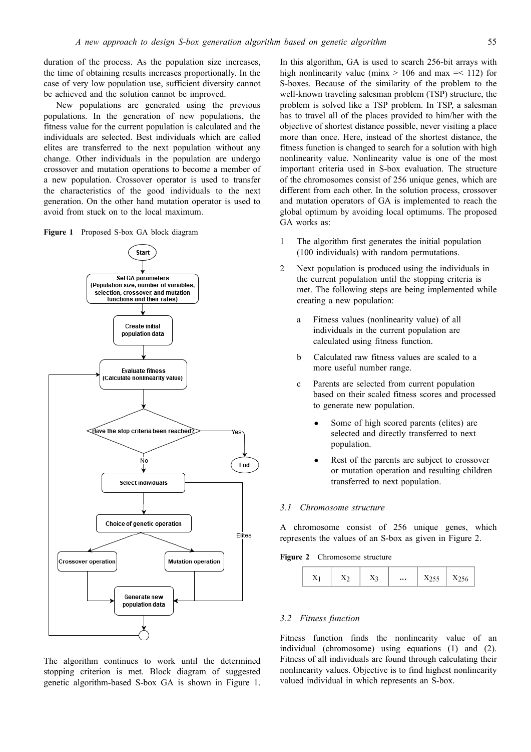duration of the process. As the population size increases, the time of obtaining results increases proportionally. In the case of very low population use, sufficient diversity cannot be achieved and the solution cannot be improved.

New populations are generated using the previous populations. In the generation of new populations, the fitness value for the current population is calculated and the individuals are selected. Best individuals which are called elites are transferred to the next population without any change. Other individuals in the population are undergo crossover and mutation operations to become a member of a new population. Crossover operator is used to transfer the characteristics of the good individuals to the next generation. On the other hand mutation operator is used to avoid from stuck on to the local maximum.

**Figure 1** Proposed S-box GA block diagram

Start

Set GA parameters (Population size, number of variables, selection, crossover, and mutation functions and their rates)

Create initial population data

Evaluate fitness (Calculate nonlinearity value)

Have the stop criteria been reached?

Yes

End

No

Select individuals

Choice of genetic operation

Crossover operation

Mutation operation

Elites

Generate new population data

The algorithm continues to work until the determined stopping criterion is met. Block diagram of suggested genetic algorithm-based S-box GA is shown in Figure 1.

In this algorithm, GA is used to search 256-bit arrays with high nonlinearity value (minx > 106 and max =< 112) for S-boxes. Because of the similarity of the problem to the well-known traveling salesman problem (TSP) structure, the problem is solved like a TSP problem. In TSP, a salesman has to travel all of the places provided to him/her with the objective of shortest distance possible, never visiting a place more than once. Here, instead of the shortest distance, the fitness function is changed to search for a solution with high nonlinearity value. Nonlinearity value is one of the most important criteria used in S-box evaluation. The structure of the chromosomes consist of 256 unique genes, which are different from each other. In the solution process, crossover and mutation operators of GA is implemented to reach the global optimum by avoiding local optimums. The proposed GA works as:

1. The algorithm first generates the initial population (100 individuals) with random permutations.
2. Next population is produced using the individuals in the current population until the stopping criteria is met. The following steps are being implemented while creating a new population:
   a. Fitness values (nonlinearity value) of all individuals in the current population are calculated using fitness function.
   b. Calculated raw fitness values are scaled to a more useful number range.
   c. Parents are selected from current population based on their scaled fitness scores and processed to generate new population.
      - Some of high scored parents (elites) are selected and directly transferred to next population.
      - Rest of the parents are subject to crossover or mutation operation and resulting children transferred to next population.

### 3.1 Chromosome structure

A chromosome consist of 256 unique genes, which represents the values of an S-box as given in Figure 2.

**Figure 2** Chromosome structure

| $X_1$ | $X_2$ | $X_3$ | ... | $X_{255}$ | $X_{256}$ |
|---|---|---|---|---|---|

### 3.2 Fitness function

Fitness function finds the nonlinearity value of an individual (chromosome) using equations (1) and (2). Fitness of all individuals are found through calculating their nonlinearity values. Objective is to find highest nonlinearity valued individual in which represents an S-box.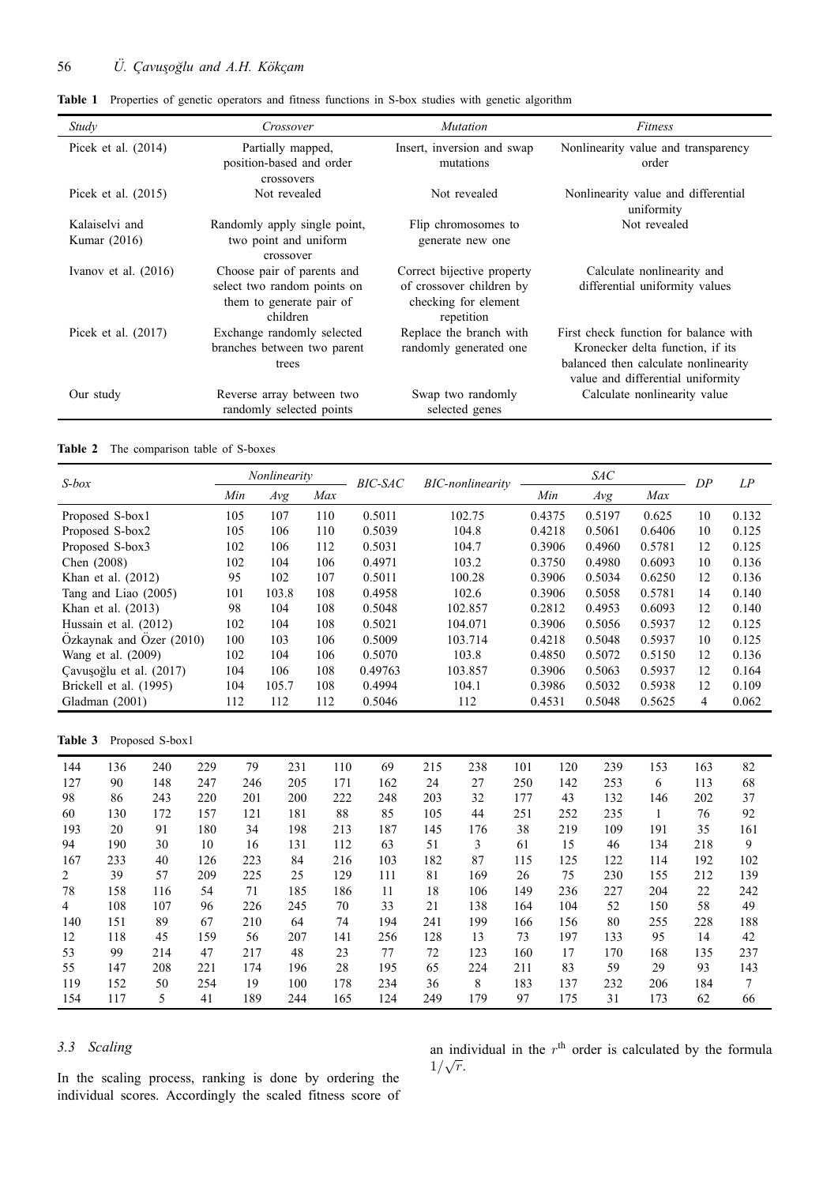**Table 1** Properties of genetic operators and fitness functions in S-box studies with genetic algorithm

| *Study* | *Crossover* | *Mutation* | *Fitness* |
|---|---|---|---|
| Picek et al. (2014) | Partially mapped, position-based and order crossovers | Insert, inversion and swap mutations | Nonlinearity value and transparency order |
| Picek et al. (2015) | Not revealed | Not revealed | Nonlinearity value and differential uniformity |
| Kalaiselvi and Kumar (2016) | Randomly apply single point, two point and uniform crossover | Flip chromosomes to generate new one | Not revealed |
| Ivanov et al. (2016) | Choose pair of parents and select two random points on them to generate pair of children | Correct bijective property of crossover children by checking for element repetition | Calculate nonlinearity and differential uniformity values |
| Picek et al. (2017) | Exchange randomly selected branches between two parent trees | Replace the branch with randomly generated one | First check function for balance with Kronecker delta function, if its balanced then calculate nonlinearity value and differential uniformity |
| Our study | Reverse array between two randomly selected points | Swap two randomly selected genes | Calculate nonlinearity value |

**Table 2** The comparison table of S-boxes

| *S-box* | *Nonlinearity* | | | *BIC-SAC* | *BIC-nonlinearity* | *SAC* | | | *DP* | *LP* |
|---|---|---|---|---|---|---|---|---|---|---|
| | *Min* | *Avg* | *Max* | | | *Min* | *Avg* | *Max* | | |
| Proposed S-box1 | 105 | 107 | 110 | 0.5011 | 102.75 | 0.4375 | 0.5197 | 0.625 | 10 | 0.132 |
| Proposed S-box2 | 105 | 106 | 110 | 0.5039 | 104.8 | 0.4218 | 0.5061 | 0.6406 | 10 | 0.125 |
| Proposed S-box3 | 102 | 106 | 112 | 0.5031 | 104.7 | 0.3906 | 0.4960 | 0.5781 | 12 | 0.125 |
| Chen (2008) | 102 | 104 | 106 | 0.4971 | 103.2 | 0.3750 | 0.4980 | 0.6093 | 10 | 0.136 |
| Khan et al. (2012) | 95 | 102 | 107 | 0.5011 | 100.28 | 0.3906 | 0.5034 | 0.6250 | 12 | 0.136 |
| Tang and Liao (2005) | 101 | 103.8 | 108 | 0.4958 | 102.6 | 0.3906 | 0.5058 | 0.5781 | 14 | 0.140 |
| Khan et al. (2013) | 98 | 104 | 108 | 0.5048 | 102.857 | 0.2812 | 0.4953 | 0.6093 | 12 | 0.140 |
| Hussain et al. (2012) | 102 | 104 | 108 | 0.5021 | 104.071 | 0.3906 | 0.5056 | 0.5937 | 12 | 0.125 |
| Özkaynak and Özer (2010) | 100 | 103 | 106 | 0.5009 | 103.714 | 0.4218 | 0.5048 | 0.5937 | 10 | 0.125 |
| Wang et al. (2009) | 102 | 104 | 106 | 0.5070 | 103.8 | 0.4850 | 0.5072 | 0.5150 | 12 | 0.136 |
| Çavuşoğlu et al. (2017) | 104 | 106 | 108 | 0.49763 | 103.857 | 0.3906 | 0.5063 | 0.5937 | 12 | 0.164 |
| Brickell et al. (1995) | 104 | 105.7 | 108 | 0.4994 | 104.1 | 0.3986 | 0.5032 | 0.5938 | 12 | 0.109 |
| Gladman (2001) | 112 | 112 | 112 | 0.5046 | 112 | 0.4531 | 0.5048 | 0.5625 | 4 | 0.062 |

**Table 3** Proposed S-box1

| | | | | | | | | | | | | | | | |
|---|---|---|---|---|---|---|---|---|---|---|---|---|---|---|---|
| 144 | 136 | 240 | 229 | 79 | 231 | 110 | 69 | 215 | 238 | 101 | 120 | 239 | 153 | 163 | 82 |
| 127 | 90 | 148 | 247 | 246 | 205 | 171 | 162 | 24 | 27 | 250 | 142 | 253 | 6 | 113 | 68 |
| 98 | 86 | 243 | 220 | 201 | 200 | 222 | 248 | 203 | 32 | 177 | 43 | 132 | 146 | 202 | 37 |
| 60 | 130 | 172 | 157 | 121 | 181 | 88 | 85 | 105 | 44 | 251 | 252 | 235 | 1 | 76 | 92 |
| 193 | 20 | 91 | 180 | 34 | 198 | 213 | 187 | 145 | 176 | 38 | 219 | 109 | 191 | 35 | 161 |
| 94 | 190 | 30 | 10 | 16 | 131 | 112 | 63 | 51 | 3 | 61 | 15 | 46 | 134 | 218 | 9 |
| 167 | 233 | 40 | 126 | 223 | 84 | 216 | 103 | 182 | 87 | 115 | 125 | 122 | 114 | 192 | 102 |
| 2 | 39 | 57 | 209 | 225 | 25 | 129 | 111 | 81 | 169 | 26 | 75 | 230 | 155 | 212 | 139 |
| 78 | 158 | 116 | 54 | 71 | 185 | 186 | 11 | 18 | 106 | 149 | 236 | 227 | 204 | 22 | 242 |
| 4 | 108 | 107 | 96 | 226 | 245 | 70 | 33 | 21 | 138 | 164 | 104 | 52 | 150 | 58 | 49 |
| 140 | 151 | 89 | 67 | 210 | 64 | 74 | 194 | 241 | 199 | 166 | 156 | 80 | 255 | 228 | 188 |
| 12 | 118 | 45 | 159 | 56 | 207 | 141 | 256 | 128 | 13 | 73 | 197 | 133 | 95 | 14 | 42 |
| 53 | 99 | 214 | 47 | 217 | 48 | 23 | 77 | 72 | 123 | 160 | 17 | 170 | 168 | 135 | 237 |
| 55 | 147 | 208 | 221 | 174 | 196 | 28 | 195 | 65 | 224 | 211 | 83 | 59 | 29 | 93 | 143 |
| 119 | 152 | 50 | 254 | 19 | 100 | 178 | 234 | 36 | 8 | 183 | 137 | 232 | 206 | 184 | 7 |
| 154 | 117 | 5 | 41 | 189 | 244 | 165 | 124 | 249 | 179 | 97 | 175 | 31 | 173 | 62 | 66 |

### 3.3 Scaling

In the scaling process, ranking is done by ordering the individual scores. Accordingly the scaled fitness score of an individual in the $r^{\text{th}}$ order is calculated by the formula $1/\sqrt{r}$.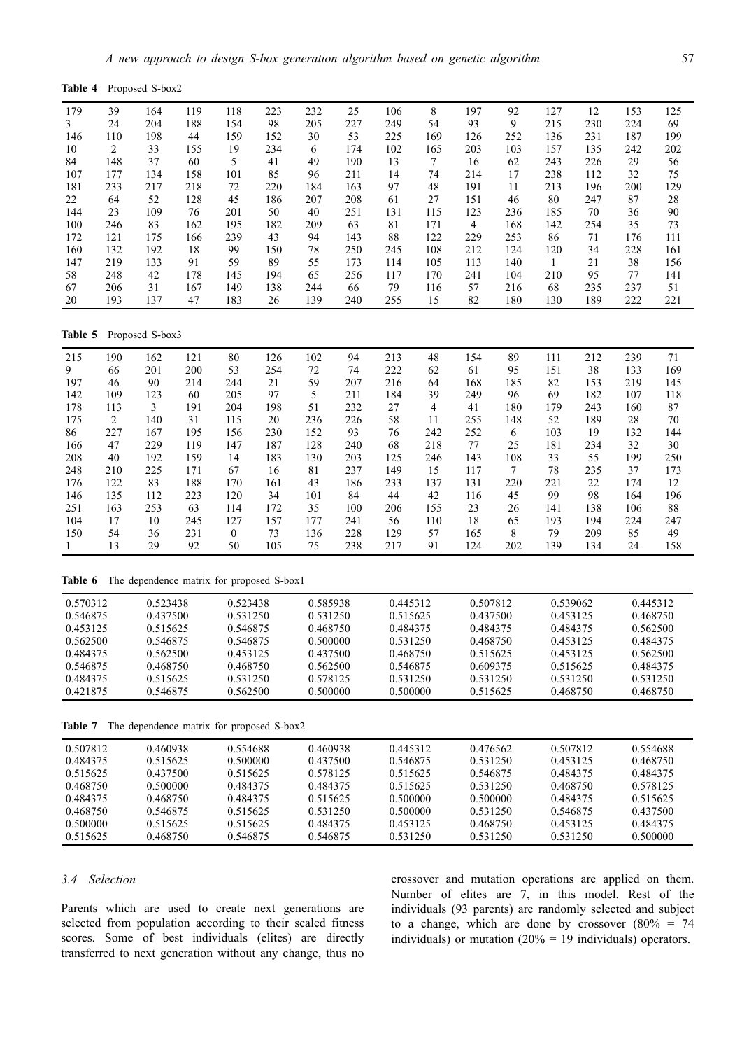**Table 4** Proposed S-box2

| | | | | | | | | | | | | | | | |
|---|---|---|---|---|---|---|---|---|---|---|---|---|---|---|---|
| 179 | 39 | 164 | 119 | 118 | 223 | 232 | 25 | 106 | 8 | 197 | 92 | 127 | 12 | 153 | 125 |
| 3 | 24 | 204 | 188 | 154 | 98 | 205 | 227 | 249 | 54 | 93 | 9 | 215 | 230 | 224 | 69 |
| 146 | 110 | 198 | 44 | 159 | 152 | 30 | 53 | 225 | 169 | 126 | 252 | 136 | 231 | 187 | 199 |
| 10 | 2 | 33 | 155 | 19 | 234 | 6 | 174 | 102 | 165 | 203 | 103 | 157 | 135 | 242 | 202 |
| 84 | 148 | 37 | 60 | 5 | 41 | 49 | 190 | 13 | 7 | 16 | 62 | 243 | 226 | 29 | 56 |
| 107 | 177 | 134 | 158 | 101 | 85 | 96 | 211 | 14 | 74 | 214 | 17 | 238 | 112 | 32 | 75 |
| 181 | 233 | 217 | 218 | 72 | 220 | 184 | 163 | 97 | 48 | 191 | 11 | 213 | 196 | 200 | 129 |
| 22 | 64 | 52 | 128 | 45 | 186 | 207 | 208 | 61 | 27 | 151 | 46 | 80 | 247 | 87 | 28 |
| 144 | 23 | 109 | 76 | 201 | 50 | 40 | 251 | 131 | 115 | 123 | 236 | 185 | 70 | 36 | 90 |
| 100 | 246 | 83 | 162 | 195 | 182 | 209 | 63 | 81 | 171 | 4 | 168 | 142 | 254 | 35 | 73 |
| 172 | 121 | 175 | 166 | 239 | 43 | 94 | 143 | 88 | 122 | 229 | 253 | 86 | 71 | 176 | 111 |
| 160 | 132 | 192 | 18 | 99 | 150 | 78 | 250 | 245 | 108 | 212 | 124 | 120 | 34 | 228 | 161 |
| 147 | 219 | 133 | 91 | 59 | 89 | 55 | 173 | 114 | 105 | 113 | 140 | 1 | 21 | 38 | 156 |
| 58 | 248 | 42 | 178 | 145 | 194 | 65 | 256 | 117 | 170 | 241 | 104 | 210 | 95 | 77 | 141 |
| 67 | 206 | 31 | 167 | 149 | 138 | 244 | 66 | 79 | 116 | 57 | 216 | 68 | 235 | 237 | 51 |
| 20 | 193 | 137 | 47 | 183 | 26 | 139 | 240 | 255 | 15 | 82 | 180 | 130 | 189 | 222 | 221 |

**Table 5** Proposed S-box3

| | | | | | | | | | | | | | | | |
|---|---|---|---|---|---|---|---|---|---|---|---|---|---|---|---|
| 215 | 190 | 162 | 121 | 80 | 126 | 102 | 94 | 213 | 48 | 154 | 89 | 111 | 212 | 239 | 71 |
| 9 | 66 | 201 | 200 | 53 | 254 | 72 | 74 | 222 | 62 | 61 | 95 | 151 | 38 | 133 | 169 |
| 197 | 46 | 90 | 214 | 244 | 21 | 59 | 207 | 216 | 64 | 168 | 185 | 82 | 153 | 219 | 145 |
| 142 | 109 | 123 | 60 | 205 | 97 | 5 | 211 | 184 | 39 | 249 | 96 | 69 | 182 | 107 | 118 |
| 178 | 113 | 3 | 191 | 204 | 198 | 51 | 232 | 27 | 4 | 41 | 180 | 179 | 243 | 160 | 87 |
| 175 | 2 | 140 | 31 | 115 | 20 | 236 | 226 | 58 | 11 | 255 | 148 | 52 | 189 | 28 | 70 |
| 86 | 227 | 167 | 195 | 156 | 230 | 152 | 93 | 76 | 242 | 252 | 6 | 103 | 19 | 132 | 144 |
| 166 | 47 | 229 | 119 | 147 | 187 | 128 | 240 | 68 | 218 | 77 | 25 | 181 | 234 | 32 | 30 |
| 208 | 40 | 192 | 159 | 14 | 183 | 130 | 203 | 125 | 246 | 143 | 108 | 33 | 55 | 199 | 250 |
| 248 | 210 | 225 | 171 | 67 | 16 | 81 | 237 | 149 | 15 | 117 | 7 | 78 | 235 | 37 | 173 |
| 176 | 122 | 83 | 188 | 170 | 161 | 43 | 186 | 233 | 137 | 131 | 220 | 221 | 22 | 174 | 12 |
| 146 | 135 | 112 | 223 | 120 | 34 | 101 | 84 | 44 | 42 | 116 | 45 | 99 | 98 | 164 | 196 |
| 251 | 163 | 253 | 63 | 114 | 172 | 35 | 100 | 206 | 155 | 23 | 26 | 141 | 138 | 106 | 88 |
| 104 | 17 | 10 | 245 | 127 | 157 | 177 | 241 | 56 | 110 | 18 | 65 | 193 | 194 | 224 | 247 |
| 150 | 54 | 36 | 231 | 0 | 73 | 136 | 228 | 129 | 57 | 165 | 8 | 79 | 209 | 85 | 49 |
| 1 | 13 | 29 | 92 | 50 | 105 | 75 | 238 | 217 | 91 | 124 | 202 | 139 | 134 | 24 | 158 |

**Table 6** The dependence matrix for proposed S-box1

| | | | | | | | |
|---|---|---|---|---|---|---|---|
| 0.570312 | 0.523438 | 0.523438 | 0.585938 | 0.445312 | 0.507812 | 0.539062 | 0.445312 |
| 0.546875 | 0.437500 | 0.531250 | 0.531250 | 0.515625 | 0.437500 | 0.453125 | 0.468750 |
| 0.453125 | 0.515625 | 0.546875 | 0.468750 | 0.484375 | 0.484375 | 0.484375 | 0.562500 |
| 0.562500 | 0.546875 | 0.546875 | 0.500000 | 0.531250 | 0.468750 | 0.453125 | 0.484375 |
| 0.484375 | 0.562500 | 0.453125 | 0.437500 | 0.468750 | 0.515625 | 0.453125 | 0.562500 |
| 0.546875 | 0.468750 | 0.468750 | 0.562500 | 0.546875 | 0.609375 | 0.515625 | 0.484375 |
| 0.484375 | 0.515625 | 0.531250 | 0.578125 | 0.531250 | 0.531250 | 0.531250 | 0.531250 |
| 0.421875 | 0.546875 | 0.562500 | 0.500000 | 0.500000 | 0.515625 | 0.468750 | 0.468750 |

**Table 7** The dependence matrix for proposed S-box2

| | | | | | | | |
|---|---|---|---|---|---|---|---|
| 0.507812 | 0.460938 | 0.554688 | 0.460938 | 0.445312 | 0.476562 | 0.507812 | 0.554688 |
| 0.484375 | 0.515625 | 0.500000 | 0.437500 | 0.546875 | 0.531250 | 0.453125 | 0.468750 |
| 0.515625 | 0.437500 | 0.515625 | 0.578125 | 0.515625 | 0.546875 | 0.484375 | 0.484375 |
| 0.468750 | 0.500000 | 0.484375 | 0.484375 | 0.515625 | 0.531250 | 0.468750 | 0.578125 |
| 0.484375 | 0.468750 | 0.484375 | 0.515625 | 0.500000 | 0.500000 | 0.484375 | 0.515625 |
| 0.468750 | 0.546875 | 0.515625 | 0.531250 | 0.500000 | 0.531250 | 0.546875 | 0.437500 |
| 0.500000 | 0.515625 | 0.515625 | 0.484375 | 0.453125 | 0.468750 | 0.453125 | 0.484375 |
| 0.515625 | 0.468750 | 0.546875 | 0.546875 | 0.531250 | 0.531250 | 0.531250 | 0.500000 |

### *3.4 Selection*

Parents which are used to create next generations are selected from population according to their scaled fitness scores. Some of best individuals (elites) are directly transferred to next generation without any change, thus no crossover and mutation operations are applied on them. Number of elites are 7, in this model. Rest of the individuals (93 parents) are randomly selected and subject to a change, which are done by crossover (80% = 74 individuals) or mutation (20% = 19 individuals) operators.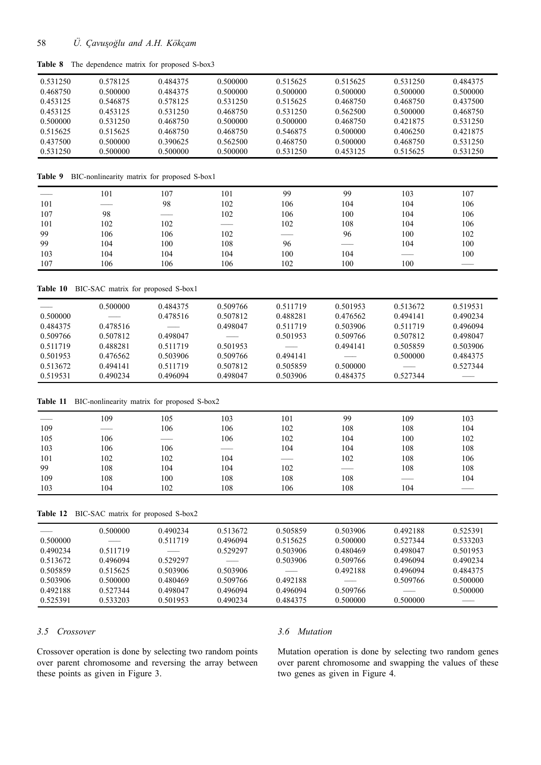**Table 8** The dependence matrix for proposed S-box3

| | | | | | | | |
|---|---|---|---|---|---|---|---|
| 0.531250 | 0.578125 | 0.484375 | 0.500000 | 0.515625 | 0.515625 | 0.531250 | 0.484375 |
| 0.468750 | 0.500000 | 0.484375 | 0.500000 | 0.500000 | 0.500000 | 0.500000 | 0.500000 |
| 0.453125 | 0.546875 | 0.578125 | 0.531250 | 0.515625 | 0.468750 | 0.468750 | 0.437500 |
| 0.453125 | 0.453125 | 0.531250 | 0.468750 | 0.531250 | 0.562500 | 0.500000 | 0.468750 |
| 0.500000 | 0.531250 | 0.468750 | 0.500000 | 0.500000 | 0.468750 | 0.421875 | 0.531250 |
| 0.515625 | 0.515625 | 0.468750 | 0.468750 | 0.546875 | 0.500000 | 0.406250 | 0.421875 |
| 0.437500 | 0.500000 | 0.390625 | 0.562500 | 0.468750 | 0.500000 | 0.468750 | 0.531250 |
| 0.531250 | 0.500000 | 0.500000 | 0.500000 | 0.531250 | 0.453125 | 0.515625 | 0.531250 |

**Table 9** BIC-nonlinearity matrix for proposed S-box1

| | | | | | | | |
|---|---|---|---|---|---|---|---|
| —— | 101 | 107 | 101 | 99 | 99 | 103 | 107 |
| 101 | —— | 98 | 102 | 106 | 104 | 104 | 106 |
| 107 | 98 | —— | 102 | 106 | 100 | 104 | 106 |
| 101 | 102 | 102 | —— | 102 | 108 | 104 | 106 |
| 99 | 106 | 106 | 102 | —— | 96 | 100 | 102 |
| 99 | 104 | 100 | 108 | 96 | —— | 104 | 100 |
| 103 | 104 | 104 | 104 | 100 | 104 | —— | 100 |
| 107 | 106 | 106 | 106 | 102 | 100 | 100 | —— |

**Table 10** BIC-SAC matrix for proposed S-box1

| | | | | | | | |
|---|---|---|---|---|---|---|---|
| —— | 0.500000 | 0.484375 | 0.509766 | 0.511719 | 0.501953 | 0.513672 | 0.519531 |
| 0.500000 | —— | 0.478516 | 0.507812 | 0.488281 | 0.476562 | 0.494141 | 0.490234 |
| 0.484375 | 0.478516 | —— | 0.498047 | 0.511719 | 0.503906 | 0.511719 | 0.496094 |
| 0.509766 | 0.507812 | 0.498047 | —— | 0.501953 | 0.509766 | 0.507812 | 0.498047 |
| 0.511719 | 0.488281 | 0.511719 | 0.501953 | —— | 0.494141 | 0.505859 | 0.503906 |
| 0.501953 | 0.476562 | 0.503906 | 0.509766 | 0.494141 | —— | 0.500000 | 0.484375 |
| 0.513672 | 0.494141 | 0.511719 | 0.507812 | 0.505859 | 0.500000 | —— | 0.527344 |
| 0.519531 | 0.490234 | 0.496094 | 0.498047 | 0.503906 | 0.484375 | 0.527344 | —— |

**Table 11** BIC-nonlinearity matrix for proposed S-box2

| | | | | | | | |
|---|---|---|---|---|---|---|---|
| —— | 109 | 105 | 103 | 101 | 99 | 109 | 103 |
| 109 | —— | 106 | 106 | 102 | 108 | 108 | 104 |
| 105 | 106 | —— | 106 | 102 | 104 | 100 | 102 |
| 103 | 106 | 106 | —— | 104 | 104 | 108 | 108 |
| 101 | 102 | 102 | 104 | —— | 102 | 108 | 106 |
| 99 | 108 | 104 | 104 | 102 | —— | 108 | 108 |
| 109 | 108 | 100 | 108 | 108 | 108 | —— | 104 |
| 103 | 104 | 102 | 108 | 106 | 108 | 104 | —— |

**Table 12** BIC-SAC matrix for proposed S-box2

| | | | | | | | |
|---|---|---|---|---|---|---|---|
| —— | 0.500000 | 0.490234 | 0.513672 | 0.505859 | 0.503906 | 0.492188 | 0.525391 |
| 0.500000 | —— | 0.511719 | 0.496094 | 0.515625 | 0.500000 | 0.527344 | 0.533203 |
| 0.490234 | 0.511719 | —— | 0.529297 | 0.503906 | 0.480469 | 0.498047 | 0.501953 |
| 0.513672 | 0.496094 | 0.529297 | —— | 0.503906 | 0.509766 | 0.496094 | 0.490234 |
| 0.505859 | 0.515625 | 0.503906 | 0.503906 | —— | 0.492188 | 0.496094 | 0.484375 |
| 0.503906 | 0.500000 | 0.480469 | 0.509766 | 0.492188 | —— | 0.509766 | 0.500000 |
| 0.492188 | 0.527344 | 0.498047 | 0.496094 | 0.496094 | 0.509766 | —— | 0.500000 |
| 0.525391 | 0.533203 | 0.501953 | 0.490234 | 0.484375 | 0.500000 | 0.500000 | —— |

### *3.5 Crossover*

Crossover operation is done by selecting two random points over parent chromosome and reversing the array between these points as given in Figure 3.

### *3.6 Mutation*

Mutation operation is done by selecting two random genes over parent chromosome and swapping the values of these two genes as given in Figure 4.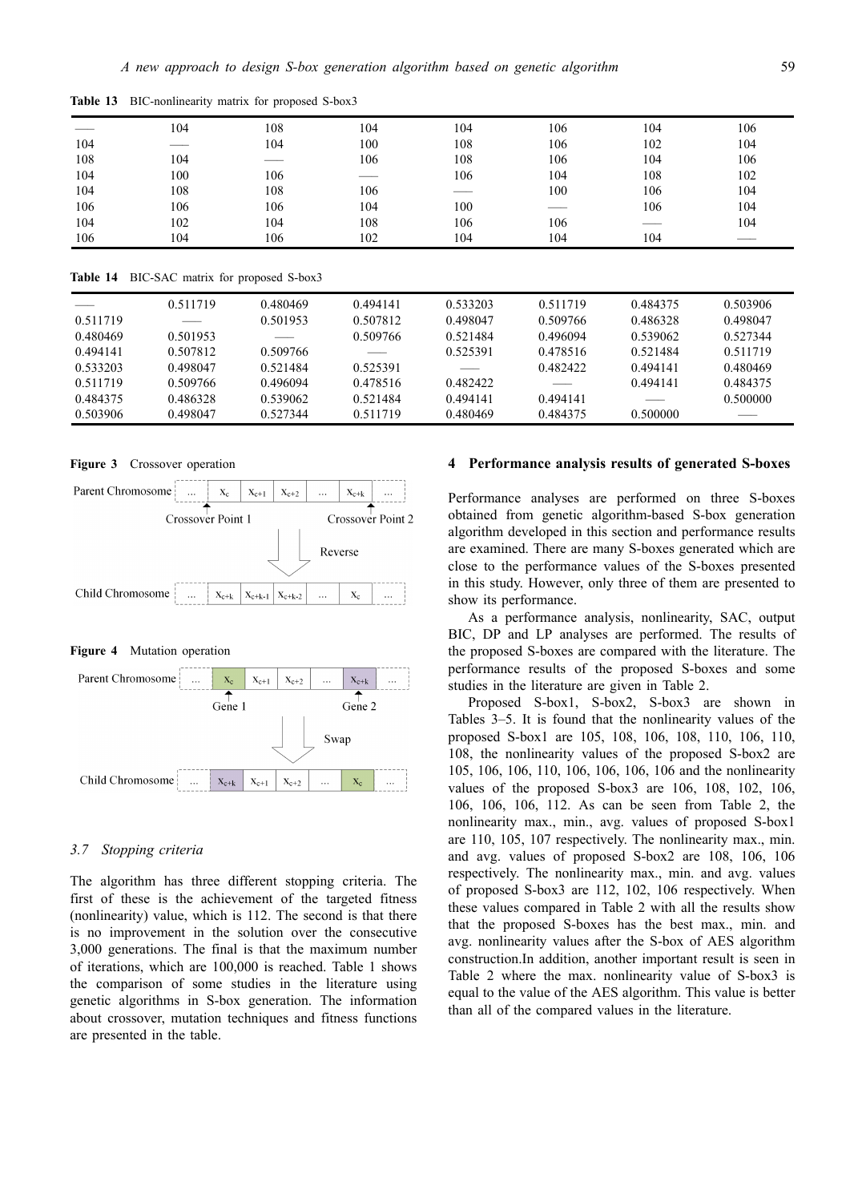**Table 13** BIC-nonlinearity matrix for proposed S-box3

| | | | | | | | |
|---|---|---|---|---|---|---|---|
| —— | 104 | 108 | 104 | 104 | 106 | 104 | 106 |
| 104 | —— | 104 | 100 | 108 | 106 | 102 | 104 |
| 108 | 104 | —— | 106 | 108 | 106 | 104 | 106 |
| 104 | 100 | 106 | —— | 106 | 104 | 108 | 102 |
| 104 | 108 | 108 | 106 | —— | 100 | 106 | 104 |
| 106 | 106 | 106 | 104 | 100 | —— | 106 | 104 |
| 104 | 102 | 104 | 108 | 106 | 106 | —— | 104 |
| 106 | 104 | 106 | 102 | 104 | 104 | 104 | —— |

**Table 14** BIC-SAC matrix for proposed S-box3

| | | | | | | | |
|---|---|---|---|---|---|---|---|
| —— | 0.511719 | 0.480469 | 0.494141 | 0.533203 | 0.511719 | 0.484375 | 0.503906 |
| 0.511719 | —— | 0.501953 | 0.507812 | 0.498047 | 0.509766 | 0.486328 | 0.498047 |
| 0.480469 | 0.501953 | —— | 0.509766 | 0.521484 | 0.496094 | 0.539062 | 0.527344 |
| 0.494141 | 0.507812 | 0.509766 | —— | 0.525391 | 0.478516 | 0.521484 | 0.511719 |
| 0.533203 | 0.498047 | 0.521484 | 0.525391 | —— | 0.482422 | 0.494141 | 0.480469 |
| 0.511719 | 0.509766 | 0.496094 | 0.478516 | 0.482422 | —— | 0.494141 | 0.484375 |
| 0.484375 | 0.486328 | 0.539062 | 0.521484 | 0.494141 | 0.494141 | —— | 0.500000 |
| 0.503906 | 0.498047 | 0.527344 | 0.511719 | 0.480469 | 0.484375 | 0.500000 | —— |

**Figure 3** Crossover operation

Parent Chromosome | ... | $X_c$ | $X_{c+1}$ | $X_{c+2}$ | ... | $X_{c+k}$ | ...

Crossover Point 1 — Crossover Point 2

Reverse

Child Chromosome | ... | $X_{c+k}$ | $X_{c+k-1}$ | $X_{c+k-2}$ | ... | $X_c$ | ...

**Figure 4** Mutation operation

Parent Chromosome | ... | $X_c$ | $X_{c+1}$ | $X_{c+2}$ | ... | $X_{c+k}$ | ...

Gene 1 — Gene 2

Swap

Child Chromosome | ... | $X_{c+k}$ | $X_{c+1}$ | $X_{c+2}$ | ... | $X_c$ | ...

### 3.7 *Stopping criteria*

The algorithm has three different stopping criteria. The first of these is the achievement of the targeted fitness (nonlinearity) value, which is 112. The second is that there is no improvement in the solution over the consecutive 3,000 generations. The final is that the maximum number of iterations, which are 100,000 is reached. Table 1 shows the comparison of some studies in the literature using genetic algorithms in S-box generation. The information about crossover, mutation techniques and fitness functions are presented in the table.

## 4 Performance analysis results of generated S-boxes

Performance analyses are performed on three S-boxes obtained from genetic algorithm-based S-box generation algorithm developed in this section and performance results are examined. There are many S-boxes generated which are close to the performance values of the S-boxes presented in this study. However, only three of them are presented to show its performance.

As a performance analysis, nonlinearity, SAC, output BIC, DP and LP analyses are performed. The results of the proposed S-boxes are compared with the literature. The performance results of the proposed S-boxes and some studies in the literature are given in Table 2.

Proposed S-box1, S-box2, S-box3 are shown in Tables 3–5. It is found that the nonlinearity values of the proposed S-box1 are 105, 108, 106, 108, 110, 106, 110, 108, the nonlinearity values of the proposed S-box2 are 105, 106, 106, 110, 106, 106, 106, 106 and the nonlinearity values of the proposed S-box3 are 106, 108, 102, 106, 106, 106, 106, 112. As can be seen from Table 2, the nonlinearity max., min., avg. values of proposed S-box1 are 110, 105, 107 respectively. The nonlinearity max., min. and avg. values of proposed S-box2 are 108, 106, 106 respectively. The nonlinearity max., min. and avg. values of proposed S-box3 are 112, 102, 106 respectively. When these values compared in Table 2 with all the results show that the proposed S-boxes has the best max., min. and avg. nonlinearity values after the S-box of AES algorithm construction.In addition, another important result is seen in Table 2 where the max. nonlinearity value of S-box3 is equal to the value of the AES algorithm. This value is better than all of the compared values in the literature.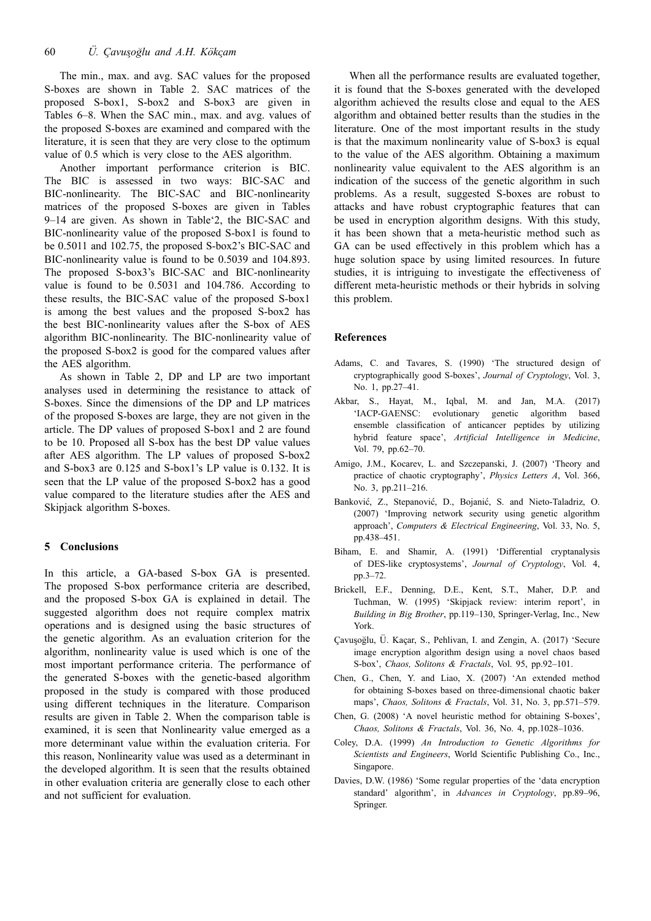The min., max. and avg. SAC values for the proposed S-boxes are shown in Table 2. SAC matrices of the proposed S-box1, S-box2 and S-box3 are given in Tables 6–8. When the SAC min., max. and avg. values of the proposed S-boxes are examined and compared with the literature, it is seen that they are very close to the optimum value of 0.5 which is very close to the AES algorithm.

Another important performance criterion is BIC. The BIC is assessed in two ways: BIC-SAC and BIC-nonlinearity. The BIC-SAC and BIC-nonlinearity matrices of the proposed S-boxes are given in Tables 9–14 are given. As shown in Table'2, the BIC-SAC and BIC-nonlinearity value of the proposed S-box1 is found to be 0.5011 and 102.75, the proposed S-box2's BIC-SAC and BIC-nonlinearity value is found to be 0.5039 and 104.893. The proposed S-box3's BIC-SAC and BIC-nonlinearity value is found to be 0.5031 and 104.786. According to these results, the BIC-SAC value of the proposed S-box1 is among the best values and the proposed S-box2 has the best BIC-nonlinearity values after the S-box of AES algorithm BIC-nonlinearity. The BIC-nonlinearity value of the proposed S-box2 is good for the compared values after the AES algorithm.

As shown in Table 2, DP and LP are two important analyses used in determining the resistance to attack of S-boxes. Since the dimensions of the DP and LP matrices of the proposed S-boxes are large, they are not given in the article. The DP values of proposed S-box1 and 2 are found to be 10. Proposed all S-box has the best DP value values after AES algorithm. The LP values of proposed S-box2 and S-box3 are 0.125 and S-box1's LP value is 0.132. It is seen that the LP value of the proposed S-box2 has a good value compared to the literature studies after the AES and Skipjack algorithm S-boxes.

## 5 Conclusions

In this article, a GA-based S-box GA is presented. The proposed S-box performance criteria are described, and the proposed S-box GA is explained in detail. The suggested algorithm does not require complex matrix operations and is designed using the basic structures of the genetic algorithm. As an evaluation criterion for the algorithm, nonlinearity value is used which is one of the most important performance criteria. The performance of the generated S-boxes with the genetic-based algorithm proposed in the study is compared with those produced using different techniques in the literature. Comparison results are given in Table 2. When the comparison table is examined, it is seen that Nonlinearity value emerged as a more determinant value within the evaluation criteria. For this reason, Nonlinearity value was used as a determinant in the developed algorithm. It is seen that the results obtained in other evaluation criteria are generally close to each other and not sufficient for evaluation.

When all the performance results are evaluated together, it is found that the S-boxes generated with the developed algorithm achieved the results close and equal to the AES algorithm and obtained better results than the studies in the literature. One of the most important results in the study is that the maximum nonlinearity value of S-box3 is equal to the value of the AES algorithm. Obtaining a maximum nonlinearity value equivalent to the AES algorithm is an indication of the success of the genetic algorithm in such problems. As a result, suggested S-boxes are robust to attacks and have robust cryptographic features that can be used in encryption algorithm designs. With this study, it has been shown that a meta-heuristic method such as GA can be used effectively in this problem which has a huge solution space by using limited resources. In future studies, it is intriguing to investigate the effectiveness of different meta-heuristic methods or their hybrids in solving this problem.

## References

Adams, C. and Tavares, S. (1990) 'The structured design of cryptographically good S-boxes', *Journal of Cryptology*, Vol. 3, No. 1, pp.27–41.

Akbar, S., Hayat, M., Iqbal, M. and Jan, M.A. (2017) 'IACP-GAENSC: evolutionary genetic algorithm based ensemble classification of anticancer peptides by utilizing hybrid feature space', *Artificial Intelligence in Medicine*, Vol. 79, pp.62–70.

Amigo, J.M., Kocarev, L. and Szczepanski, J. (2007) 'Theory and practice of chaotic cryptography', *Physics Letters A*, Vol. 366, No. 3, pp.211–216.

Banković, Z., Stepanović, D., Bojanić, S. and Nieto-Taladriz, O. (2007) 'Improving network security using genetic algorithm approach', *Computers & Electrical Engineering*, Vol. 33, No. 5, pp.438–451.

Biham, E. and Shamir, A. (1991) 'Differential cryptanalysis of DES-like cryptosystems', *Journal of Cryptology*, Vol. 4, pp.3–72.

Brickell, E.F., Denning, D.E., Kent, S.T., Maher, D.P. and Tuchman, W. (1995) 'Skipjack review: interim report', in *Building in Big Brother*, pp.119–130, Springer-Verlag, Inc., New York.

Çavuşoğlu, Ü. Kaçar, S., Pehlivan, I. and Zengin, A. (2017) 'Secure image encryption algorithm design using a novel chaos based S-box', *Chaos, Solitons & Fractals*, Vol. 95, pp.92–101.

Chen, G., Chen, Y. and Liao, X. (2007) 'An extended method for obtaining S-boxes based on three-dimensional chaotic baker maps', *Chaos, Solitons & Fractals*, Vol. 31, No. 3, pp.571–579.

Chen, G. (2008) 'A novel heuristic method for obtaining S-boxes', *Chaos, Solitons & Fractals*, Vol. 36, No. 4, pp.1028–1036.

Coley, D.A. (1999) *An Introduction to Genetic Algorithms for Scientists and Engineers*, World Scientific Publishing Co., Inc., Singapore.

Davies, D.W. (1986) 'Some regular properties of the 'data encryption standard' algorithm', in *Advances in Cryptology*, pp.89–96, Springer.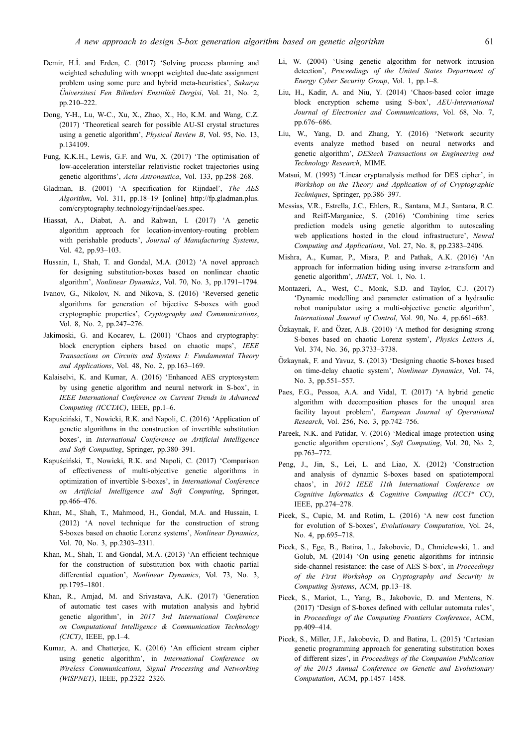Demir, H.İ. and Erden, C. (2017) 'Solving process planning and weighted scheduling with wnoppt weighted due-date assignment problem using some pure and hybrid meta-heuristics', *Sakarya Üniversitesi Fen Bilimleri Enstitüsü Dergisi*, Vol. 21, No. 2, pp.210–222.

Dong, Y-H., Lu, W-C., Xu, X., Zhao, X., Ho, K.M. and Wang, C.Z. (2017) 'Theoretical search for possible AU-SI crystal structures using a genetic algorithm', *Physical Review B*, Vol. 95, No. 13, p.134109.

Fung, K.K.H., Lewis, G.F. and Wu, X. (2017) 'The optimisation of low-acceleration interstellar relativistic rocket trajectories using genetic algorithms', *Acta Astronautica*, Vol. 133, pp.258–268.

Gladman, B. (2001) 'A specification for Rijndael', *The AES Algorithm*, Vol. 311, pp.18–19 [online] http://fp.gladman.plus.com/cryptography_technology/rijndael/aes.spec.

Hiassat, A., Diabat, A. and Rahwan, I. (2017) 'A genetic algorithm approach for location-inventory-routing problem with perishable products', *Journal of Manufacturing Systems*, Vol. 42, pp.93–103.

Hussain, I., Shah, T. and Gondal, M.A. (2012) 'A novel approach for designing substitution-boxes based on nonlinear chaotic algorithm', *Nonlinear Dynamics*, Vol. 70, No. 3, pp.1791–1794.

Ivanov, G., Nikolov, N. and Nikova, S. (2016) 'Reversed genetic algorithms for generation of bijective S-boxes with good cryptographic properties', *Cryptography and Communications*, Vol. 8, No. 2, pp.247–276.

Jakimoski, G. and Kocarev, L. (2001) 'Chaos and cryptography: block encryption ciphers based on chaotic maps', *IEEE Transactions on Circuits and Systems I: Fundamental Theory and Applications*, Vol. 48, No. 2, pp.163–169.

Kalaiselvi, K. and Kumar, A. (2016) 'Enhanced AES cryptosystem by using genetic algorithm and neural network in S-box', in *IEEE International Conference on Current Trends in Advanced Computing (ICCTAC)*, IEEE, pp.1–6.

Kapuściński, T., Nowicki, R.K. and Napoli, C. (2016) 'Application of genetic algorithms in the construction of invertible substitution boxes', in *International Conference on Artificial Intelligence and Soft Computing*, Springer, pp.380–391.

Kapuściński, T., Nowicki, R.K. and Napoli, C. (2017) 'Comparison of effectiveness of multi-objective genetic algorithms in optimization of invertible S-boxes', in *International Conference on Artificial Intelligence and Soft Computing*, Springer, pp.466–476.

Khan, M., Shah, T., Mahmood, H., Gondal, M.A. and Hussain, I. (2012) 'A novel technique for the construction of strong S-boxes based on chaotic Lorenz systems', *Nonlinear Dynamics*, Vol. 70, No. 3, pp.2303–2311.

Khan, M., Shah, T. and Gondal, M.A. (2013) 'An efficient technique for the construction of substitution box with chaotic partial differential equation', *Nonlinear Dynamics*, Vol. 73, No. 3, pp.1795–1801.

Khan, R., Amjad, M. and Srivastava, A.K. (2017) 'Generation of automatic test cases with mutation analysis and hybrid genetic algorithm', in *2017 3rd International Conference on Computational Intelligence & Communication Technology (CICT)*, IEEE, pp.1–4.

Kumar, A. and Chatterjee, K. (2016) 'An efficient stream cipher using genetic algorithm', in *International Conference on Wireless Communications, Signal Processing and Networking (WiSPNET)*, IEEE, pp.2322–2326.

Li, W. (2004) 'Using genetic algorithm for network intrusion detection', *Proceedings of the United States Department of Energy Cyber Security Group*, Vol. 1, pp.1–8.

Liu, H., Kadir, A. and Niu, Y. (2014) 'Chaos-based color image block encryption scheme using S-box', *AEU-International Journal of Electronics and Communications*, Vol. 68, No. 7, pp.676–686.

Liu, W., Yang, D. and Zhang, Y. (2016) 'Network security events analyze method based on neural networks and genetic algorithm', *DEStech Transactions on Engineering and Technology Research*, MIME.

Matsui, M. (1993) 'Linear cryptanalysis method for DES cipher', in *Workshop on the Theory and Application of of Cryptographic Techniques*, Springer, pp.386–397.

Messias, V.R., Estrella, J.C., Ehlers, R., Santana, M.J., Santana, R.C. and Reiff-Marganiec, S. (2016) 'Combining time series prediction models using genetic algorithm to autoscaling web applications hosted in the cloud infrastructure', *Neural Computing and Applications*, Vol. 27, No. 8, pp.2383–2406.

Mishra, A., Kumar, P., Misra, P. and Pathak, A.K. (2016) 'An approach for information hiding using inverse z-transform and genetic algorithm', *JIMET*, Vol. 1, No. 1.

Montazeri, A., West, C., Monk, S.D. and Taylor, C.J. (2017) 'Dynamic modelling and parameter estimation of a hydraulic robot manipulator using a multi-objective genetic algorithm', *International Journal of Control*, Vol. 90, No. 4, pp.661–683.

Özkaynak, F. and Özer, A.B. (2010) 'A method for designing strong S-boxes based on chaotic Lorenz system', *Physics Letters A*, Vol. 374, No. 36, pp.3733–3738.

Özkaynak, F. and Yavuz, S. (2013) 'Designing chaotic S-boxes based on time-delay chaotic system', *Nonlinear Dynamics*, Vol. 74, No. 3, pp.551–557.

Paes, F.G., Pessoa, A.A. and Vidal, T. (2017) 'A hybrid genetic algorithm with decomposition phases for the unequal area facility layout problem', *European Journal of Operational Research*, Vol. 256, No. 3, pp.742–756.

Pareek, N.K. and Patidar, V. (2016) 'Medical image protection using genetic algorithm operations', *Soft Computing*, Vol. 20, No. 2, pp.763–772.

Peng, J., Jin, S., Lei, L. and Liao, X. (2012) 'Construction and analysis of dynamic S-boxes based on spatiotemporal chaos', in *2012 IEEE 11th International Conference on Cognitive Informatics & Cognitive Computing (ICCI* CC)*, IEEE, pp.274–278.

Picek, S., Cupic, M. and Rotim, L. (2016) 'A new cost function for evolution of S-boxes', *Evolutionary Computation*, Vol. 24, No. 4, pp.695–718.

Picek, S., Ege, B., Batina, L., Jakobovic, D., Chmielewski, L. and Golub, M. (2014) 'On using genetic algorithms for intrinsic side-channel resistance: the case of AES S-box', in *Proceedings of the First Workshop on Cryptography and Security in Computing Systems*, ACM, pp.13–18.

Picek, S., Mariot, L., Yang, B., Jakobovic, D. and Mentens, N. (2017) 'Design of S-boxes defined with cellular automata rules', in *Proceedings of the Computing Frontiers Conference*, ACM, pp.409–414.

Picek, S., Miller, J.F., Jakobovic, D. and Batina, L. (2015) 'Cartesian genetic programming approach for generating substitution boxes of different sizes', in *Proceedings of the Companion Publication of the 2015 Annual Conference on Genetic and Evolutionary Computation*, ACM, pp.1457–1458.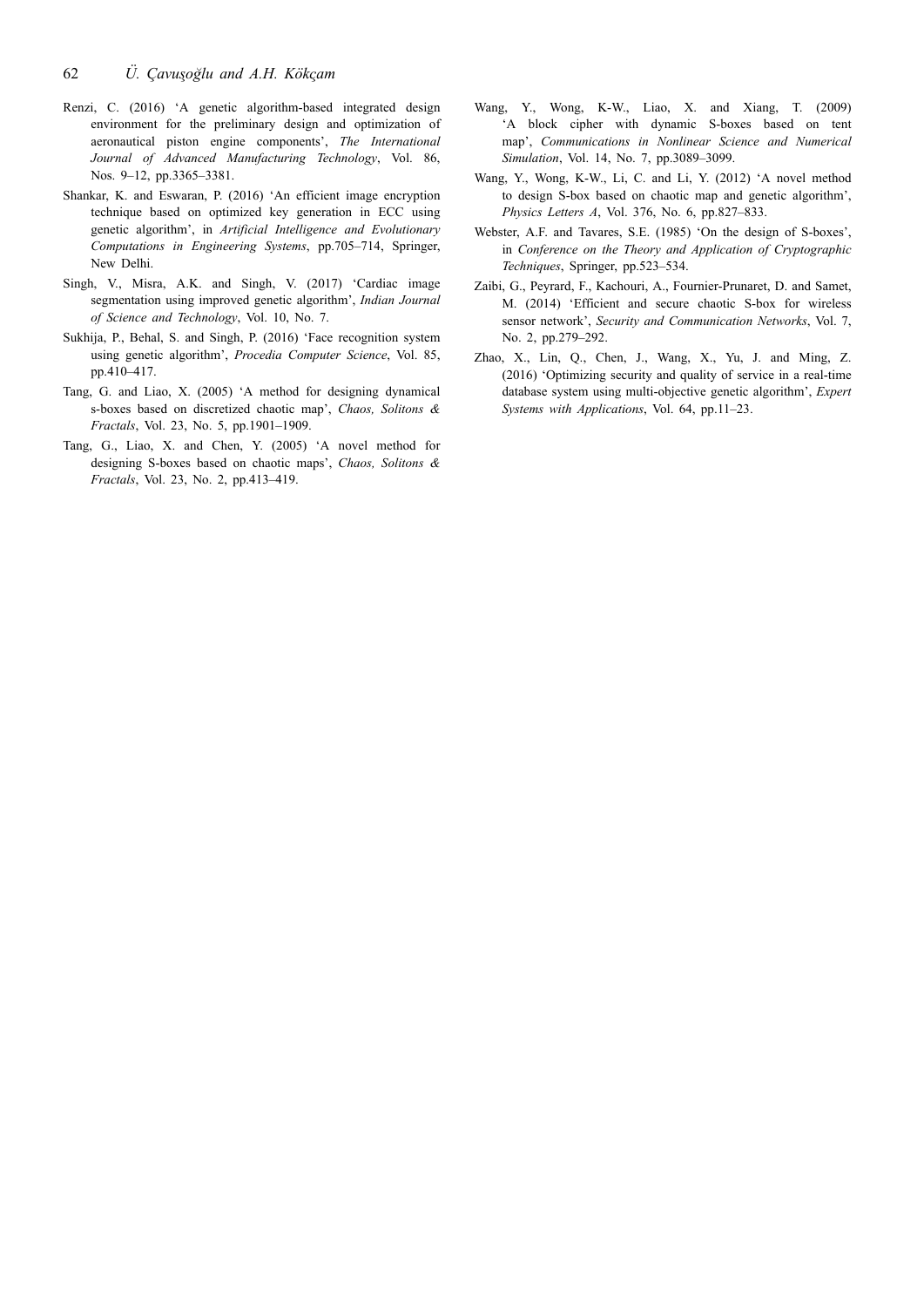Renzi, C. (2016) 'A genetic algorithm-based integrated design environment for the preliminary design and optimization of aeronautical piston engine components', *The International Journal of Advanced Manufacturing Technology*, Vol. 86, Nos. 9–12, pp.3365–3381.

Shankar, K. and Eswaran, P. (2016) 'An efficient image encryption technique based on optimized key generation in ECC using genetic algorithm', in *Artificial Intelligence and Evolutionary Computations in Engineering Systems*, pp.705–714, Springer, New Delhi.

Singh, V., Misra, A.K. and Singh, V. (2017) 'Cardiac image segmentation using improved genetic algorithm', *Indian Journal of Science and Technology*, Vol. 10, No. 7.

Sukhija, P., Behal, S. and Singh, P. (2016) 'Face recognition system using genetic algorithm', *Procedia Computer Science*, Vol. 85, pp.410–417.

Tang, G. and Liao, X. (2005) 'A method for designing dynamical s-boxes based on discretized chaotic map', *Chaos, Solitons & Fractals*, Vol. 23, No. 5, pp.1901–1909.

Tang, G., Liao, X. and Chen, Y. (2005) 'A novel method for designing S-boxes based on chaotic maps', *Chaos, Solitons & Fractals*, Vol. 23, No. 2, pp.413–419.

Wang, Y., Wong, K-W., Liao, X. and Xiang, T. (2009) 'A block cipher with dynamic S-boxes based on tent map', *Communications in Nonlinear Science and Numerical Simulation*, Vol. 14, No. 7, pp.3089–3099.

Wang, Y., Wong, K-W., Li, C. and Li, Y. (2012) 'A novel method to design S-box based on chaotic map and genetic algorithm', *Physics Letters A*, Vol. 376, No. 6, pp.827–833.

Webster, A.F. and Tavares, S.E. (1985) 'On the design of S-boxes', in *Conference on the Theory and Application of Cryptographic Techniques*, Springer, pp.523–534.

Zaibi, G., Peyrard, F., Kachouri, A., Fournier-Prunaret, D. and Samet, M. (2014) 'Efficient and secure chaotic S-box for wireless sensor network', *Security and Communication Networks*, Vol. 7, No. 2, pp.279–292.

Zhao, X., Lin, Q., Chen, J., Wang, X., Yu, J. and Ming, Z. (2016) 'Optimizing security and quality of service in a real-time database system using multi-objective genetic algorithm', *Expert Systems with Applications*, Vol. 64, pp.11–23.